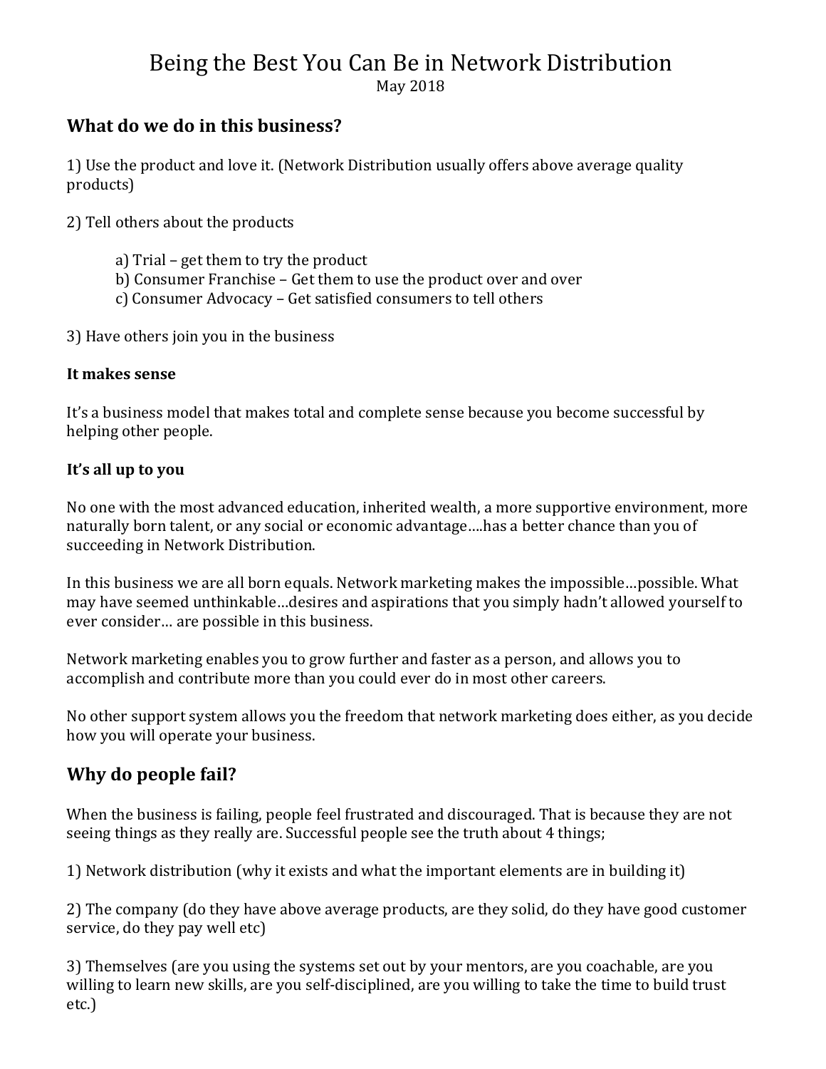# Being the Best You Can Be in Network Distribution

May 2018

## What do we do in this business?

1) Use the product and love it. (Network Distribution usually offers above average quality products)

2) Tell others about the products

   a) Trial – get them to try the product
   b) Consumer Franchise – Get them to use the product over and over
   c) Consumer Advocacy – Get satisfied consumers to tell others

3) Have others join you in the business

### It makes sense

It's a business model that makes total and complete sense because you become successful by helping other people.

### It's all up to you

No one with the most advanced education, inherited wealth, a more supportive environment, more naturally born talent, or any social or economic advantage….has a better chance than you of succeeding in Network Distribution.

In this business we are all born equals. Network marketing makes the impossible…possible. What may have seemed unthinkable…desires and aspirations that you simply hadn't allowed yourself to ever consider… are possible in this business.

Network marketing enables you to grow further and faster as a person, and allows you to accomplish and contribute more than you could ever do in most other careers.

No other support system allows you the freedom that network marketing does either, as you decide how you will operate your business.

## Why do people fail?

When the business is failing, people feel frustrated and discouraged. That is because they are not seeing things as they really are. Successful people see the truth about 4 things;

1) Network distribution (why it exists and what the important elements are in building it)

2) The company (do they have above average products, are they solid, do they have good customer service, do they pay well etc)

3) Themselves (are you using the systems set out by your mentors, are you coachable, are you willing to learn new skills, are you self-disciplined, are you willing to take the time to build trust etc.)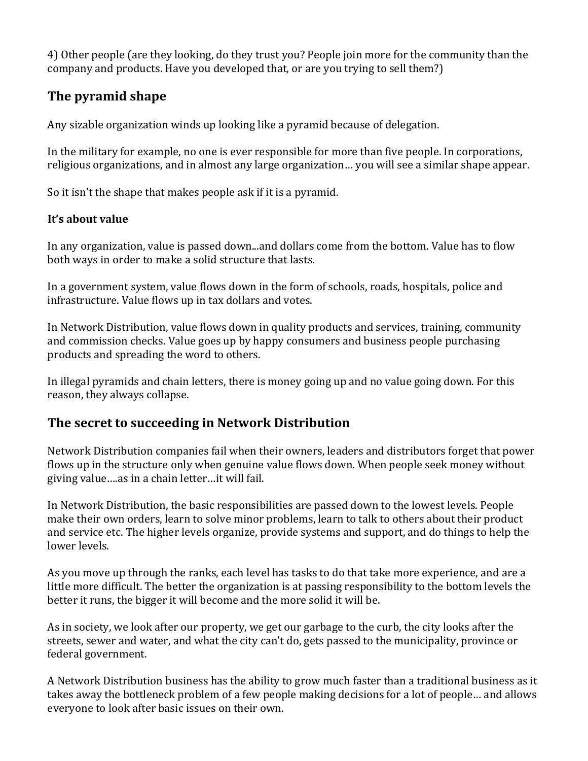4) Other people (are they looking, do they trust you? People join more for the community than the company and products. Have you developed that, or are you trying to sell them?)

## The pyramid shape

Any sizable organization winds up looking like a pyramid because of delegation.

In the military for example, no one is ever responsible for more than five people. In corporations, religious organizations, and in almost any large organization… you will see a similar shape appear.

So it isn't the shape that makes people ask if it is a pyramid.

### It's about value

In any organization, value is passed down...and dollars come from the bottom. Value has to flow both ways in order to make a solid structure that lasts.

In a government system, value flows down in the form of schools, roads, hospitals, police and infrastructure. Value flows up in tax dollars and votes.

In Network Distribution, value flows down in quality products and services, training, community and commission checks. Value goes up by happy consumers and business people purchasing products and spreading the word to others.

In illegal pyramids and chain letters, there is money going up and no value going down. For this reason, they always collapse.

## The secret to succeeding in Network Distribution

Network Distribution companies fail when their owners, leaders and distributors forget that power flows up in the structure only when genuine value flows down. When people seek money without giving value….as in a chain letter…it will fail.

In Network Distribution, the basic responsibilities are passed down to the lowest levels. People make their own orders, learn to solve minor problems, learn to talk to others about their product and service etc. The higher levels organize, provide systems and support, and do things to help the lower levels.

As you move up through the ranks, each level has tasks to do that take more experience, and are a little more difficult. The better the organization is at passing responsibility to the bottom levels the better it runs, the bigger it will become and the more solid it will be.

As in society, we look after our property, we get our garbage to the curb, the city looks after the streets, sewer and water, and what the city can't do, gets passed to the municipality, province or federal government.

A Network Distribution business has the ability to grow much faster than a traditional business as it takes away the bottleneck problem of a few people making decisions for a lot of people… and allows everyone to look after basic issues on their own.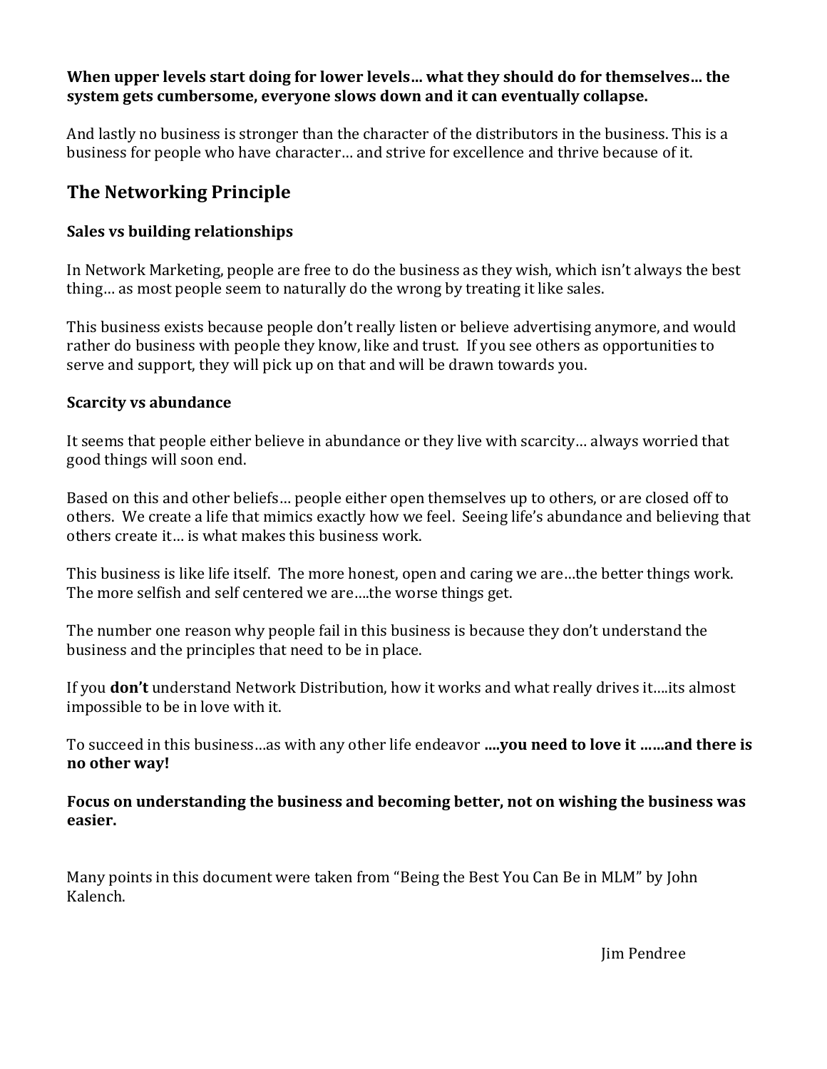**When upper levels start doing for lower levels… what they should do for themselves… the system gets cumbersome, everyone slows down and it can eventually collapse.**

And lastly no business is stronger than the character of the distributors in the business. This is a business for people who have character… and strive for excellence and thrive because of it.

## The Networking Principle

### Sales vs building relationships

In Network Marketing, people are free to do the business as they wish, which isn't always the best thing… as most people seem to naturally do the wrong by treating it like sales.

This business exists because people don't really listen or believe advertising anymore, and would rather do business with people they know, like and trust. If you see others as opportunities to serve and support, they will pick up on that and will be drawn towards you.

### Scarcity vs abundance

It seems that people either believe in abundance or they live with scarcity… always worried that good things will soon end.

Based on this and other beliefs… people either open themselves up to others, or are closed off to others. We create a life that mimics exactly how we feel. Seeing life's abundance and believing that others create it… is what makes this business work.

This business is like life itself. The more honest, open and caring we are…the better things work. The more selfish and self centered we are….the worse things get.

The number one reason why people fail in this business is because they don't understand the business and the principles that need to be in place.

If you **don't** understand Network Distribution, how it works and what really drives it….its almost impossible to be in love with it.

To succeed in this business…as with any other life endeavor **….you need to love it ……and there is no other way!**

**Focus on understanding the business and becoming better, not on wishing the business was easier.**

Many points in this document were taken from "Being the Best You Can Be in MLM" by John Kalench.

Jim Pendree